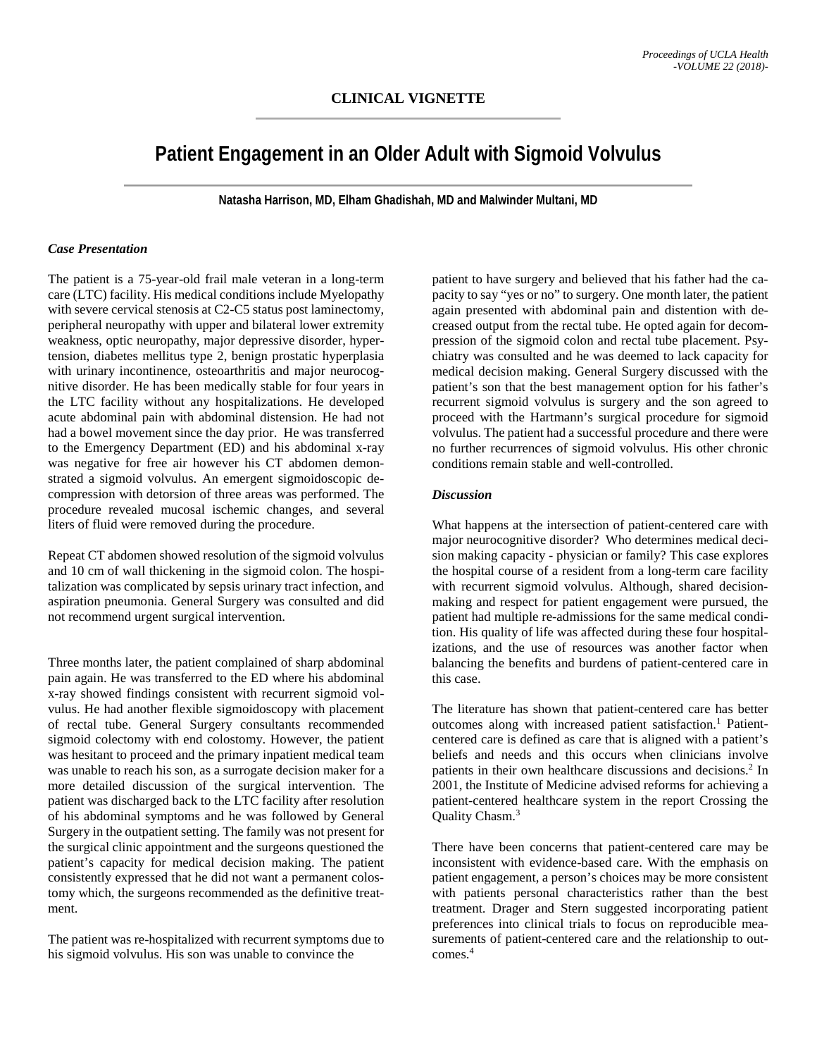**CLINICAL VIGNETTE**

# Patient Engagement in an Older Adult with Sigmoid Volvulus

**Natasha Harrison, MD, Elham Ghadishah, MD and Malwinder Multani, MD**

### *Case Presentation*

The patient is a 75-year-old frail male veteran in a long-term care (LTC) facility. His medical conditions include Myelopathy with severe cervical stenosis at C2-C5 status post laminectomy, peripheral neuropathy with upper and bilateral lower extremity weakness, optic neuropathy, major depressive disorder, hypertension, diabetes mellitus type 2, benign prostatic hyperplasia with urinary incontinence, osteoarthritis and major neurocognitive disorder. He has been medically stable for four years in the LTC facility without any hospitalizations. He developed acute abdominal pain with abdominal distension. He had not had a bowel movement since the day prior. He was transferred to the Emergency Department (ED) and his abdominal x-ray was negative for free air however his CT abdomen demonstrated a sigmoid volvulus. An emergent sigmoidoscopic decompression with detorsion of three areas was performed. The procedure revealed mucosal ischemic changes, and several liters of fluid were removed during the procedure.

Repeat CT abdomen showed resolution of the sigmoid volvulus and 10 cm of wall thickening in the sigmoid colon. The hospitalization was complicated by sepsis urinary tract infection, and aspiration pneumonia. General Surgery was consulted and did not recommend urgent surgical intervention.

Three months later, the patient complained of sharp abdominal pain again. He was transferred to the ED where his abdominal x-ray showed findings consistent with recurrent sigmoid volvulus. He had another flexible sigmoidoscopy with placement of rectal tube. General Surgery consultants recommended sigmoid colectomy with end colostomy. However, the patient was hesitant to proceed and the primary inpatient medical team was unable to reach his son, as a surrogate decision maker for a more detailed discussion of the surgical intervention. The patient was discharged back to the LTC facility after resolution of his abdominal symptoms and he was followed by General Surgery in the outpatient setting. The family was not present for the surgical clinic appointment and the surgeons questioned the patient's capacity for medical decision making. The patient consistently expressed that he did not want a permanent colostomy which, the surgeons recommended as the definitive treatment.

The patient was re-hospitalized with recurrent symptoms due to his sigmoid volvulus. His son was unable to convince the patient to have surgery and believed that his father had the capacity to say "yes or no" to surgery. One month later, the patient again presented with abdominal pain and distention with decreased output from the rectal tube. He opted again for decompression of the sigmoid colon and rectal tube placement. Psychiatry was consulted and he was deemed to lack capacity for medical decision making. General Surgery discussed with the patient's son that the best management option for his father's recurrent sigmoid volvulus is surgery and the son agreed to proceed with the Hartmann's surgical procedure for sigmoid volvulus. The patient had a successful procedure and there were no further recurrences of sigmoid volvulus. His other chronic conditions remain stable and well-controlled.

### *Discussion*

What happens at the intersection of patient-centered care with major neurocognitive disorder? Who determines medical decision making capacity - physician or family? This case explores the hospital course of a resident from a long-term care facility with recurrent sigmoid volvulus. Although, shared decision-making and respect for patient engagement were pursued, the patient had multiple re-admissions for the same medical condition. His quality of life was affected during these four hospitalizations, and the use of resources was another factor when balancing the benefits and burdens of patient-centered care in this case.

The literature has shown that patient-centered care has better outcomes along with increased patient satisfaction.[1] Patient-centered care is defined as care that is aligned with a patient's beliefs and needs and this occurs when clinicians involve patients in their own healthcare discussions and decisions.[2] In 2001, the Institute of Medicine advised reforms for achieving a patient-centered healthcare system in the report Crossing the Quality Chasm.[3]

There have been concerns that patient-centered care may be inconsistent with evidence-based care. With the emphasis on patient engagement, a person's choices may be more consistent with patients personal characteristics rather than the best treatment. Drager and Stern suggested incorporating patient preferences into clinical trials to focus on reproducible measurements of patient-centered care and the relationship to outcomes.[4]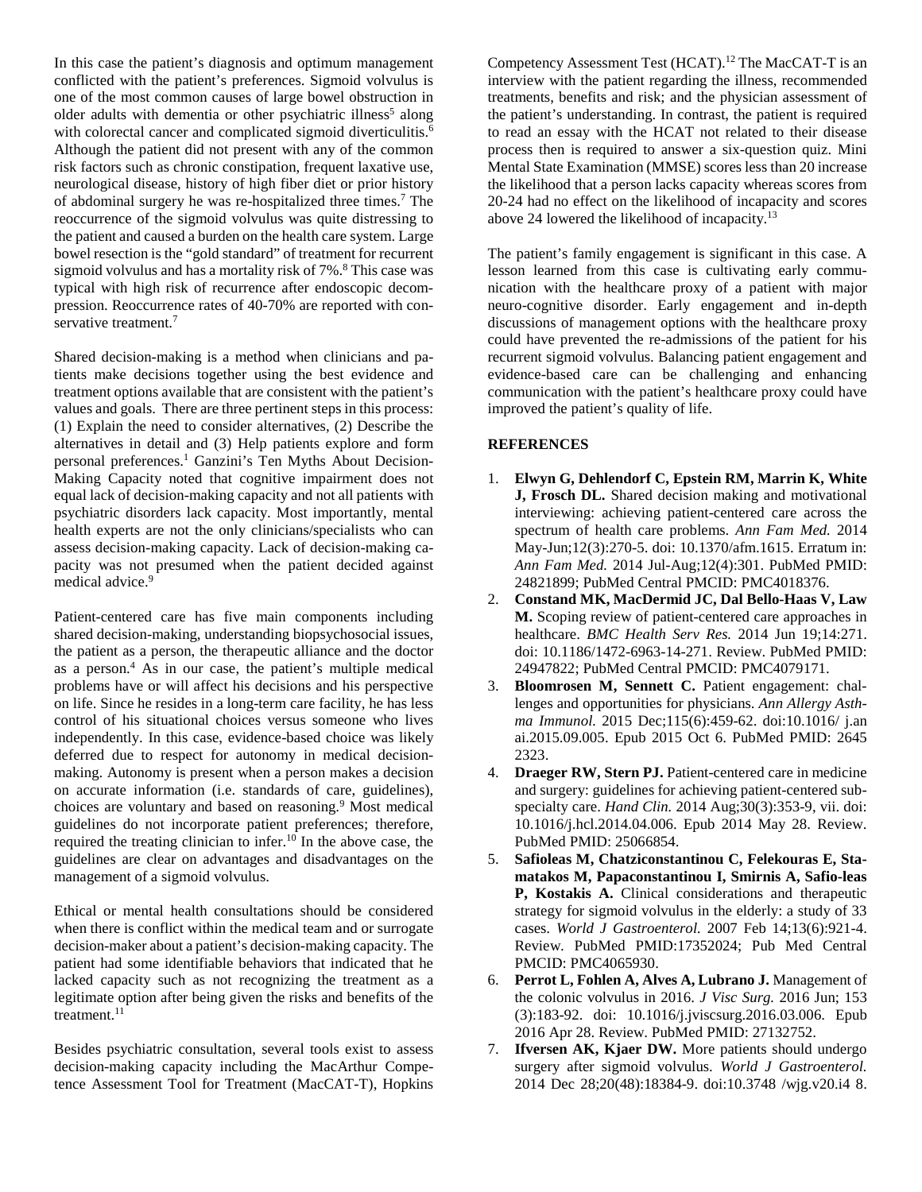In this case the patient's diagnosis and optimum management conflicted with the patient's preferences. Sigmoid volvulus is one of the most common causes of large bowel obstruction in older adults with dementia or other psychiatric illness[5] along with colorectal cancer and complicated sigmoid diverticulitis.[6] Although the patient did not present with any of the common risk factors such as chronic constipation, frequent laxative use, neurological disease, history of high fiber diet or prior history of abdominal surgery he was re-hospitalized three times.[7] The reoccurrence of the sigmoid volvulus was quite distressing to the patient and caused a burden on the health care system. Large bowel resection is the "gold standard" of treatment for recurrent sigmoid volvulus and has a mortality risk of 7%.[8] This case was typical with high risk of recurrence after endoscopic decompression. Reoccurrence rates of 40-70% are reported with conservative treatment.[7]

Shared decision-making is a method when clinicians and patients make decisions together using the best evidence and treatment options available that are consistent with the patient's values and goals. There are three pertinent steps in this process: (1) Explain the need to consider alternatives, (2) Describe the alternatives in detail and (3) Help patients explore and form personal preferences.[1] Ganzini's Ten Myths About Decision-Making Capacity noted that cognitive impairment does not equal lack of decision-making capacity and not all patients with psychiatric disorders lack capacity. Most importantly, mental health experts are not the only clinicians/specialists who can assess decision-making capacity. Lack of decision-making capacity was not presumed when the patient decided against medical advice.[9]

Patient-centered care has five main components including shared decision-making, understanding biopsychosocial issues, the patient as a person, the therapeutic alliance and the doctor as a person.[4] As in our case, the patient's multiple medical problems have or will affect his decisions and his perspective on life. Since he resides in a long-term care facility, he has less control of his situational choices versus someone who lives independently. In this case, evidence-based choice was likely deferred due to respect for autonomy in medical decision-making. Autonomy is present when a person makes a decision on accurate information (i.e. standards of care, guidelines), choices are voluntary and based on reasoning.[9] Most medical guidelines do not incorporate patient preferences; therefore, required the treating clinician to infer.[10] In the above case, the guidelines are clear on advantages and disadvantages on the management of a sigmoid volvulus.

Ethical or mental health consultations should be considered when there is conflict within the medical team and or surrogate decision-maker about a patient's decision-making capacity. The patient had some identifiable behaviors that indicated that he lacked capacity such as not recognizing the treatment as a legitimate option after being given the risks and benefits of the treatment.[11]

Besides psychiatric consultation, several tools exist to assess decision-making capacity including the MacArthur Competence Assessment Tool for Treatment (MacCAT-T), Hopkins Competency Assessment Test (HCAT).[12] The MacCAT-T is an interview with the patient regarding the illness, recommended treatments, benefits and risk; and the physician assessment of the patient's understanding. In contrast, the patient is required to read an essay with the HCAT not related to their disease process then is required to answer a six-question quiz. Mini Mental State Examination (MMSE) scores less than 20 increase the likelihood that a person lacks capacity whereas scores from 20-24 had no effect on the likelihood of incapacity and scores above 24 lowered the likelihood of incapacity.[13]

The patient's family engagement is significant in this case. A lesson learned from this case is cultivating early communication with the healthcare proxy of a patient with major neuro-cognitive disorder. Early engagement and in-depth discussions of management options with the healthcare proxy could have prevented the re-admissions of the patient for his recurrent sigmoid volvulus. Balancing patient engagement and evidence-based care can be challenging and enhancing communication with the patient's healthcare proxy could have improved the patient's quality of life.

## REFERENCES

1. **Elwyn G, Dehlendorf C, Epstein RM, Marrin K, White J, Frosch DL.** Shared decision making and motivational interviewing: achieving patient-centered care across the spectrum of health care problems. *Ann Fam Med.* 2014 May-Jun;12(3):270-5. doi: 10.1370/afm.1615. Erratum in: *Ann Fam Med.* 2014 Jul-Aug;12(4):301. PubMed PMID: 24821899; PubMed Central PMCID: PMC4018376.
2. **Constand MK, MacDermid JC, Dal Bello-Haas V, Law M.** Scoping review of patient-centered care approaches in healthcare. *BMC Health Serv Res.* 2014 Jun 19;14:271. doi: 10.1186/1472-6963-14-271. Review. PubMed PMID: 24947822; PubMed Central PMCID: PMC4079171.
3. **Bloomrosen M, Sennett C.** Patient engagement: challenges and opportunities for physicians. *Ann Allergy Asthma Immunol.* 2015 Dec;115(6):459-62. doi:10.1016/ j.anai.2015.09.005. Epub 2015 Oct 6. PubMed PMID: 2645 2323.
4. **Draeger RW, Stern PJ.** Patient-centered care in medicine and surgery: guidelines for achieving patient-centered subspecialty care. *Hand Clin.* 2014 Aug;30(3):353-9, vii. doi: 10.1016/j.hcl.2014.04.006. Epub 2014 May 28. Review. PubMed PMID: 25066854.
5. **Safioleas M, Chatziconstantinou C, Felekouras E, Stamatakos M, Papaconstantinou I, Smirnis A, Safioleas P, Kostakis A.** Clinical considerations and therapeutic strategy for sigmoid volvulus in the elderly: a study of 33 cases. *World J Gastroenterol.* 2007 Feb 14;13(6):921-4. Review. PubMed PMID:17352024; Pub Med Central PMCID: PMC4065930.
6. **Perrot L, Fohlen A, Alves A, Lubrano J.** Management of the colonic volvulus in 2016. *J Visc Surg.* 2016 Jun; 153 (3):183-92. doi: 10.1016/j.jviscsurg.2016.03.006. Epub 2016 Apr 28. Review. PubMed PMID: 27132752.
7. **Ifversen AK, Kjaer DW.** More patients should undergo surgery after sigmoid volvulus. *World J Gastroenterol.* 2014 Dec 28;20(48):18384-9. doi:10.3748 /wjg.v20.i4 8.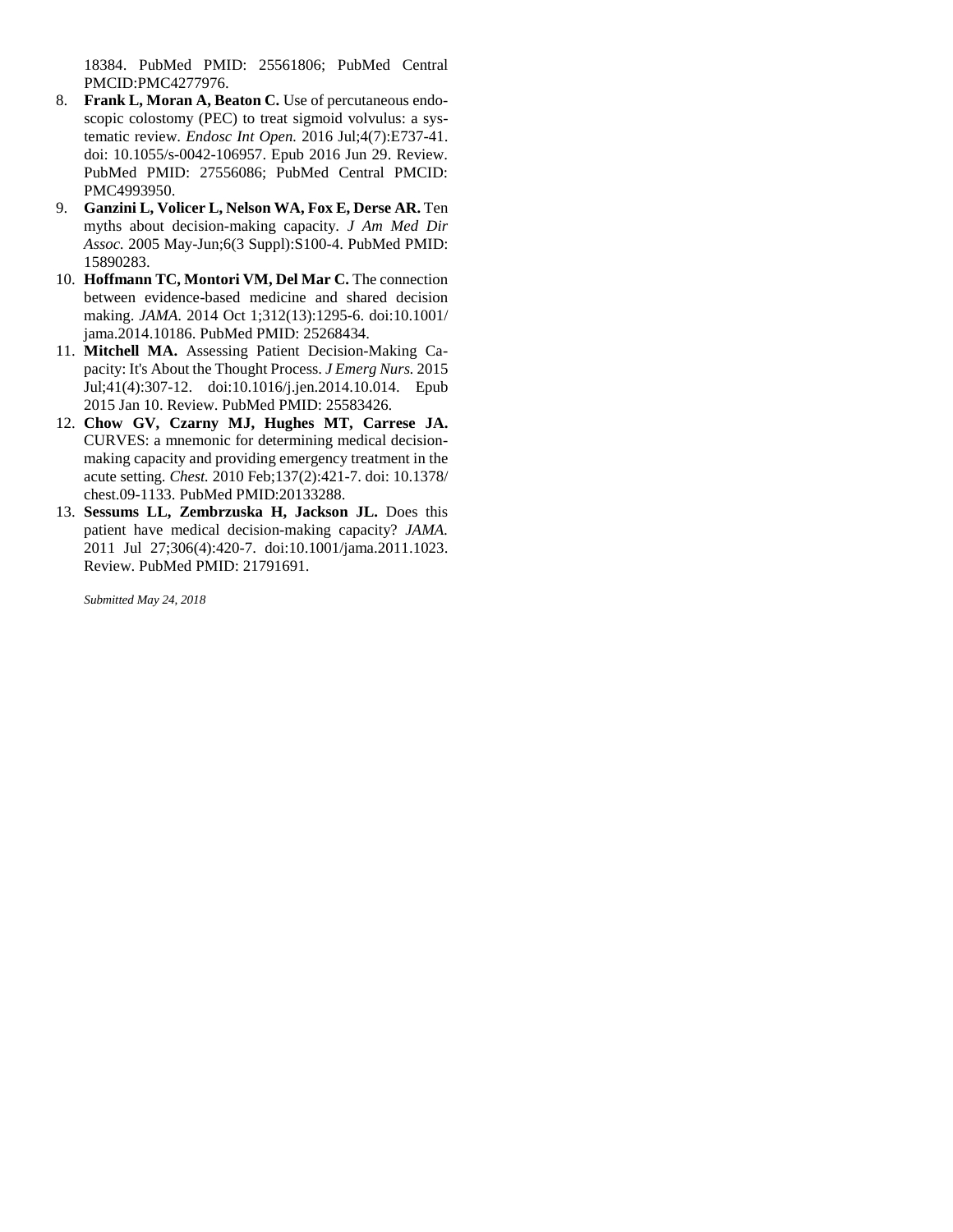18384. PubMed PMID: 25561806; PubMed Central PMCID:PMC4277976.

8. **Frank L, Moran A, Beaton C.** Use of percutaneous endoscopic colostomy (PEC) to treat sigmoid volvulus: a systematic review. *Endosc Int Open.* 2016 Jul;4(7):E737-41. doi: 10.1055/s-0042-106957. Epub 2016 Jun 29. Review. PubMed PMID: 27556086; PubMed Central PMCID: PMC4993950.
9. **Ganzini L, Volicer L, Nelson WA, Fox E, Derse AR.** Ten myths about decision-making capacity. *J Am Med Dir Assoc.* 2005 May-Jun;6(3 Suppl):S100-4. PubMed PMID: 15890283.
10. **Hoffmann TC, Montori VM, Del Mar C.** The connection between evidence-based medicine and shared decision making. *JAMA.* 2014 Oct 1;312(13):1295-6. doi:10.1001/jama.2014.10186. PubMed PMID: 25268434.
11. **Mitchell MA.** Assessing Patient Decision-Making Capacity: It's About the Thought Process. *J Emerg Nurs.* 2015 Jul;41(4):307-12. doi:10.1016/j.jen.2014.10.014. Epub 2015 Jan 10. Review. PubMed PMID: 25583426.
12. **Chow GV, Czarny MJ, Hughes MT, Carrese JA.** CURVES: a mnemonic for determining medical decision-making capacity and providing emergency treatment in the acute setting. *Chest.* 2010 Feb;137(2):421-7. doi: 10.1378/chest.09-1133. PubMed PMID:20133288.
13. **Sessums LL, Zembrzuska H, Jackson JL.** Does this patient have medical decision-making capacity? *JAMA.* 2011 Jul 27;306(4):420-7. doi:10.1001/jama.2011.1023. Review. PubMed PMID: 21791691.

*Submitted May 24, 2018*